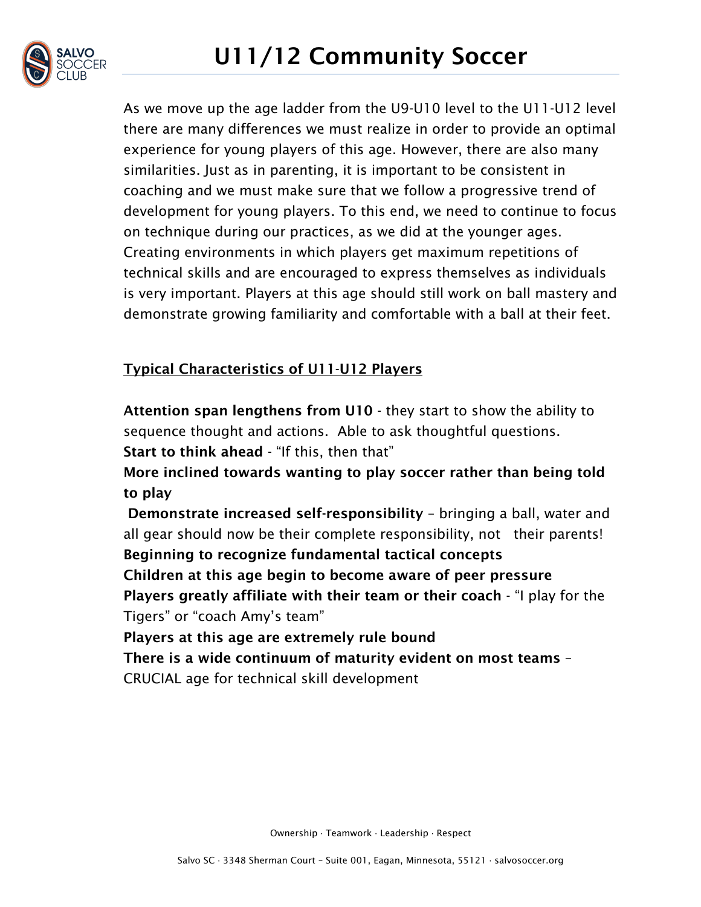# U11/12 Community Soccer

As we move up the age ladder from the U9-U10 level to the U11-U12 level there are many differences we must realize in order to provide an optimal experience for young players of this age. However, there are also many similarities. Just as in parenting, it is important to be consistent in coaching and we must make sure that we follow a progressive trend of development for young players. To this end, we need to continue to focus on technique during our practices, as we did at the younger ages. Creating environments in which players get maximum repetitions of technical skills and are encouraged to express themselves as individuals is very important. Players at this age should still work on ball mastery and demonstrate growing familiarity and comfortable with a ball at their feet.

## Typical Characteristics of U11-U12 Players

**Attention span lengthens from U10** - they start to show the ability to sequence thought and actions. Able to ask thoughtful questions.
**Start to think ahead** - "If this, then that"
**More inclined towards wanting to play soccer rather than being told to play**
**Demonstrate increased self-responsibility** – bringing a ball, water and all gear should now be their complete responsibility, not their parents!
**Beginning to recognize fundamental tactical concepts**
**Children at this age begin to become aware of peer pressure**
**Players greatly affiliate with their team or their coach** - "I play for the Tigers" or "coach Amy's team"
**Players at this age are extremely rule bound**
**There is a wide continuum of maturity evident on most teams** – CRUCIAL age for technical skill development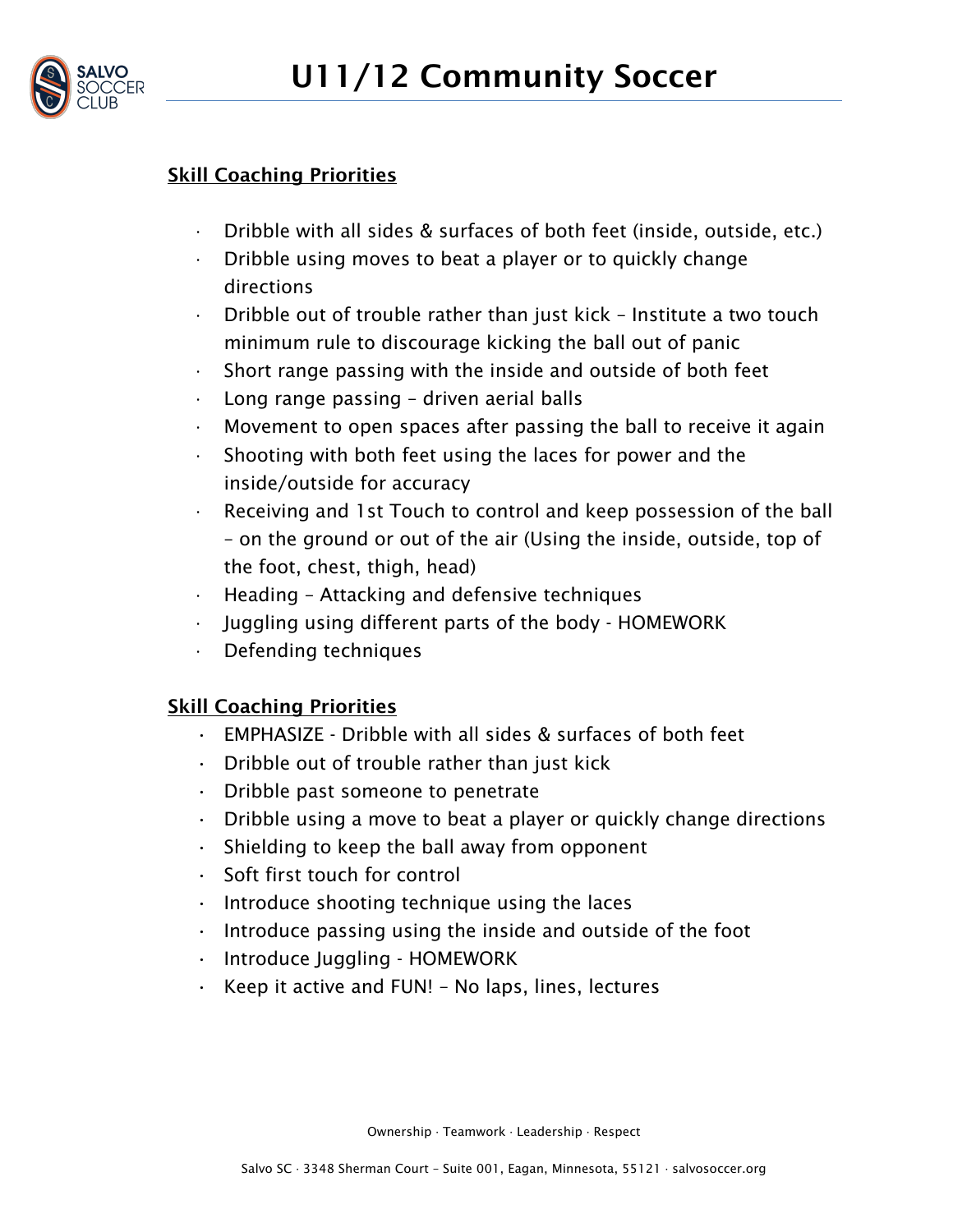# U11/12 Community Soccer

**Skill Coaching Priorities**

- Dribble with all sides & surfaces of both feet (inside, outside, etc.)
- Dribble using moves to beat a player or to quickly change directions
- Dribble out of trouble rather than just kick – Institute a two touch minimum rule to discourage kicking the ball out of panic
- Short range passing with the inside and outside of both feet
- Long range passing – driven aerial balls
- Movement to open spaces after passing the ball to receive it again
- Shooting with both feet using the laces for power and the inside/outside for accuracy
- Receiving and 1st Touch to control and keep possession of the ball – on the ground or out of the air (Using the inside, outside, top of the foot, chest, thigh, head)
- Heading – Attacking and defensive techniques
- Juggling using different parts of the body - HOMEWORK
- Defending techniques

**Skill Coaching Priorities**

- EMPHASIZE - Dribble with all sides & surfaces of both feet
- Dribble out of trouble rather than just kick
- Dribble past someone to penetrate
- Dribble using a move to beat a player or quickly change directions
- Shielding to keep the ball away from opponent
- Soft first touch for control
- Introduce shooting technique using the laces
- Introduce passing using the inside and outside of the foot
- Introduce Juggling - HOMEWORK
- Keep it active and FUN! – No laps, lines, lectures